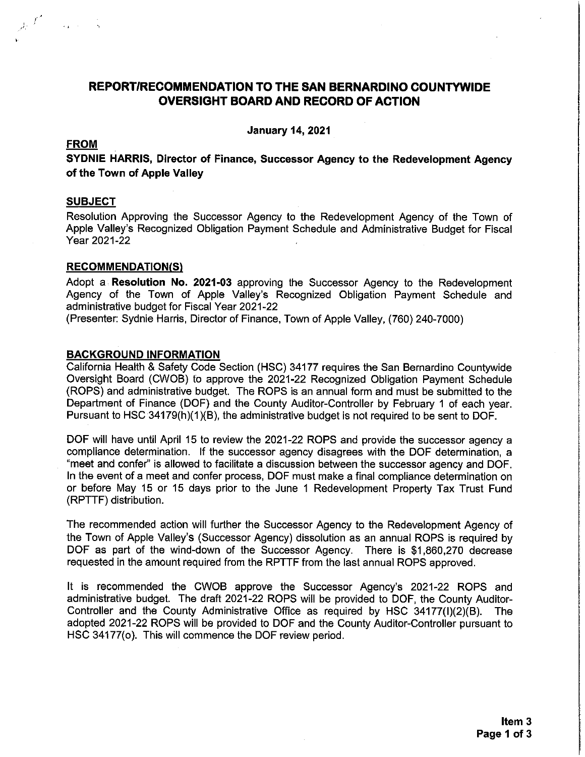# REPORT/RECOMMENDATION TO THE SAN BERNARDINO COUNTYWIDE OVERSIGHT BOARD AND RECORD OF ACTION

**January 14, 2021**

## FROM

**SYDNIE HARRIS, Director of Finance, Successor Agency to the Redevelopment Agency of the Town of Apple Valley**

## SUBJECT

Resolution Approving the Successor Agency to the Redevelopment Agency of the Town of Apple Valley's Recognized Obligation Payment Schedule and Administrative Budget for Fiscal Year 2021-22

## RECOMMENDATION(S)

Adopt a **Resolution No. 2021-03** approving the Successor Agency to the Redevelopment Agency of the Town of Apple Valley's Recognized Obligation Payment Schedule and administrative budget for Fiscal Year 2021-22
(Presenter: Sydnie Harris, Director of Finance, Town of Apple Valley, (760) 240-7000)

## BACKGROUND INFORMATION

California Health & Safety Code Section (HSC) 34177 requires the San Bernardino Countywide Oversight Board (CWOB) to approve the 2021-22 Recognized Obligation Payment Schedule (ROPS) and administrative budget. The ROPS is an annual form and must be submitted to the Department of Finance (DOF) and the County Auditor-Controller by February 1 of each year. Pursuant to HSC 34179(h)(1)(B), the administrative budget is not required to be sent to DOF.

DOF will have until April 15 to review the 2021-22 ROPS and provide the successor agency a compliance determination. If the successor agency disagrees with the DOF determination, a "meet and confer" is allowed to facilitate a discussion between the successor agency and DOF. In the event of a meet and confer process, DOF must make a final compliance determination on or before May 15 or 15 days prior to the June 1 Redevelopment Property Tax Trust Fund (RPTTF) distribution.

The recommended action will further the Successor Agency to the Redevelopment Agency of the Town of Apple Valley's (Successor Agency) dissolution as an annual ROPS is required by DOF as part of the wind-down of the Successor Agency. There is $1,860,270 decrease requested in the amount required from the RPTTF from the last annual ROPS approved.

It is recommended the CWOB approve the Successor Agency's 2021-22 ROPS and administrative budget. The draft 2021-22 ROPS will be provided to DOF, the County Auditor-Controller and the County Administrative Office as required by HSC 34177(l)(2)(B). The adopted 2021-22 ROPS will be provided to DOF and the County Auditor-Controller pursuant to HSC 34177(o). This will commence the DOF review period.

**Item 3**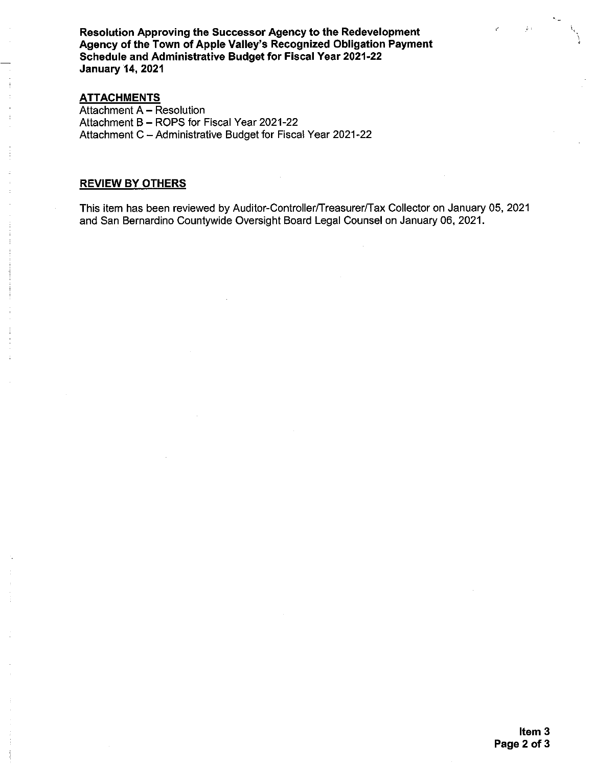**Resolution Approving the Successor Agency to the Redevelopment Agency of the Town of Apple Valley's Recognized Obligation Payment Schedule and Administrative Budget for Fiscal Year 2021-22**
**January 14, 2021**

## ATTACHMENTS

Attachment A – Resolution
Attachment B – ROPS for Fiscal Year 2021-22
Attachment C – Administrative Budget for Fiscal Year 2021-22

## REVIEW BY OTHERS

This item has been reviewed by Auditor-Controller/Treasurer/Tax Collector on January 05, 2021 and San Bernardino Countywide Oversight Board Legal Counsel on January 06, 2021.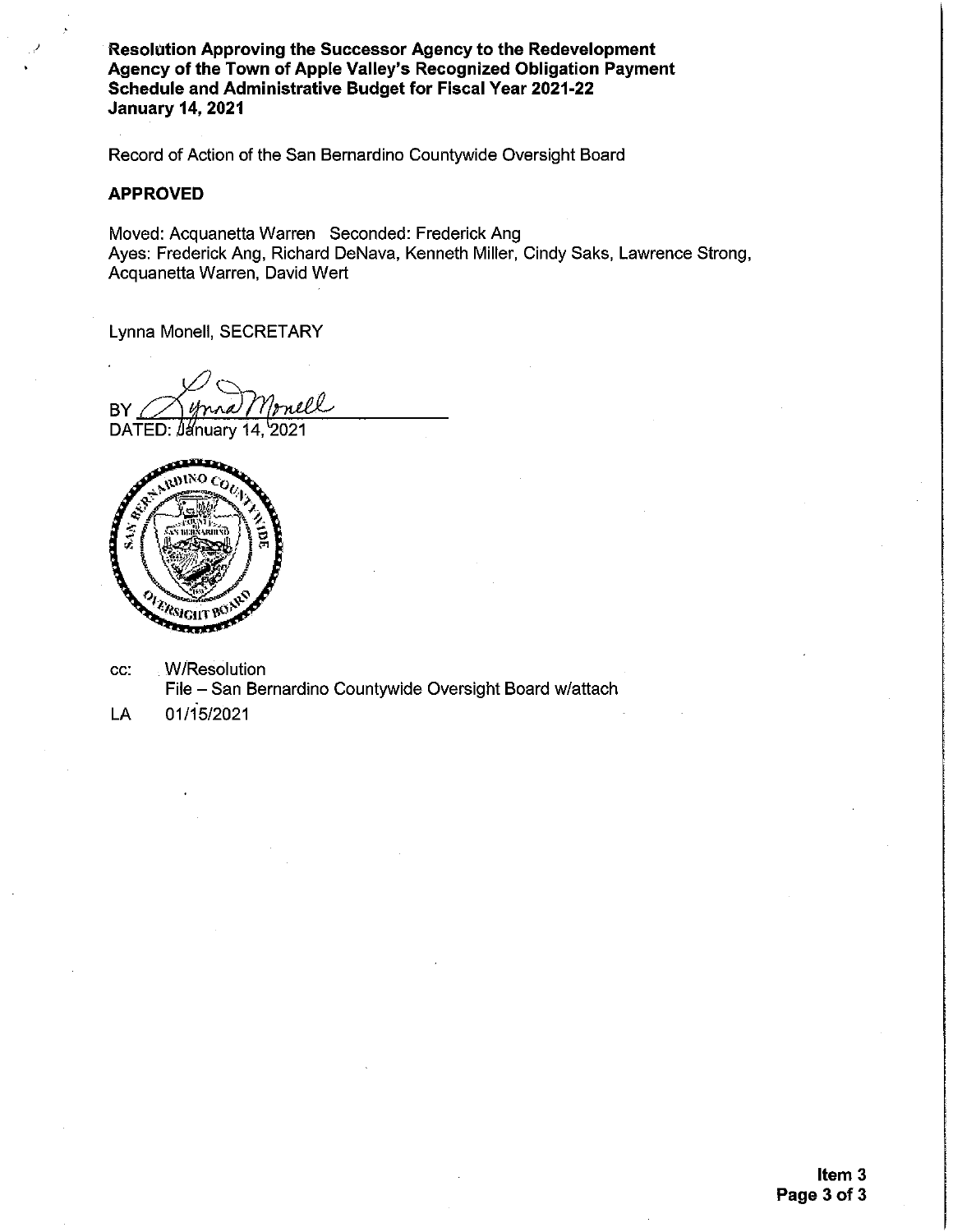**Resolution Approving the Successor Agency to the Redevelopment Agency of the Town of Apple Valley's Recognized Obligation Payment Schedule and Administrative Budget for Fiscal Year 2021-22**
**January 14, 2021**

Record of Action of the San Bernardino Countywide Oversight Board

**APPROVED**

Moved: Acquanetta Warren Seconded: Frederick Ang
Ayes: Frederick Ang, Richard DeNava, Kenneth Miller, Cindy Saks, Lawrence Strong, Acquanetta Warren, David Wert

Lynna Monell, SECRETARY

BY Lynna Monell
DATED: January 14, 2021

cc: W/Resolution
File – San Bernardino Countywide Oversight Board w/attach

LA 01/15/2021

**Item 3**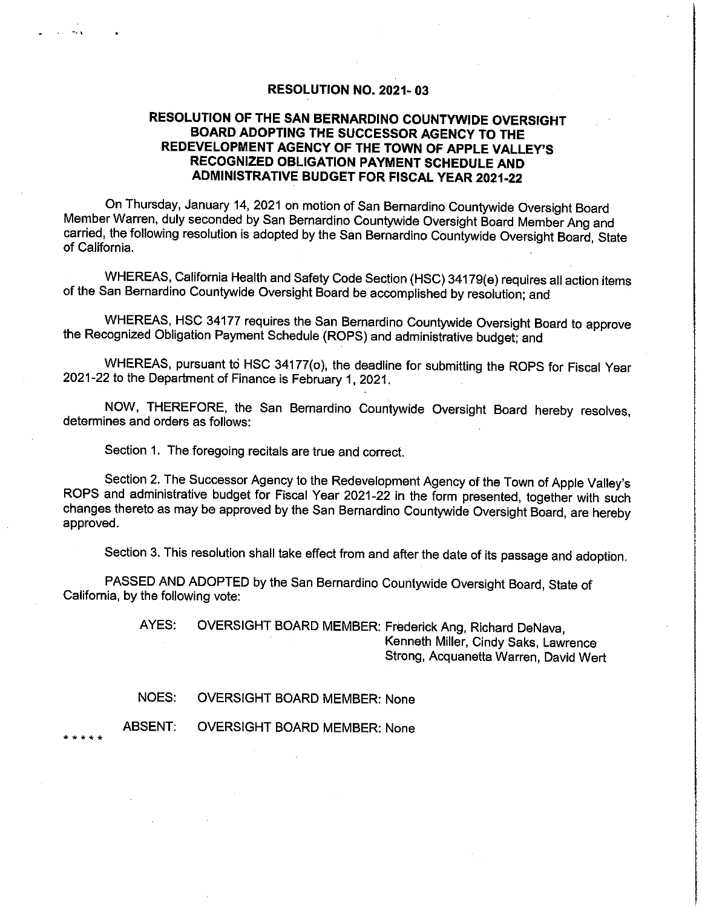# RESOLUTION NO. 2021- 03

## RESOLUTION OF THE SAN BERNARDINO COUNTYWIDE OVERSIGHT BOARD ADOPTING THE SUCCESSOR AGENCY TO THE REDEVELOPMENT AGENCY OF THE TOWN OF APPLE VALLEY'S RECOGNIZED OBLIGATION PAYMENT SCHEDULE AND ADMINISTRATIVE BUDGET FOR FISCAL YEAR 2021-22

On Thursday, January 14, 2021 on motion of San Bernardino Countywide Oversight Board Member Warren, duly seconded by San Bernardino Countywide Oversight Board Member Ang and carried, the following resolution is adopted by the San Bernardino Countywide Oversight Board, State of California.

WHEREAS, California Health and Safety Code Section (HSC) 34179(e) requires all action items of the San Bernardino Countywide Oversight Board be accomplished by resolution; and

WHEREAS, HSC 34177 requires the San Bernardino Countywide Oversight Board to approve the Recognized Obligation Payment Schedule (ROPS) and administrative budget; and

WHEREAS, pursuant to HSC 34177(o), the deadline for submitting the ROPS for Fiscal Year 2021-22 to the Department of Finance is February 1, 2021.

NOW, THEREFORE, the San Bernardino Countywide Oversight Board hereby resolves, determines and orders as follows:

Section 1. The foregoing recitals are true and correct.

Section 2. The Successor Agency to the Redevelopment Agency of the Town of Apple Valley's ROPS and administrative budget for Fiscal Year 2021-22 in the form presented, together with such changes thereto as may be approved by the San Bernardino Countywide Oversight Board, are hereby approved.

Section 3. This resolution shall take effect from and after the date of its passage and adoption.

PASSED AND ADOPTED by the San Bernardino Countywide Oversight Board, State of California, by the following vote:

AYES: OVERSIGHT BOARD MEMBER: Frederick Ang, Richard DeNava, Kenneth Miller, Cindy Saks, Lawrence Strong, Acquanetta Warren, David Wert

NOES: OVERSIGHT BOARD MEMBER: None

ABSENT: OVERSIGHT BOARD MEMBER: None

* * * * *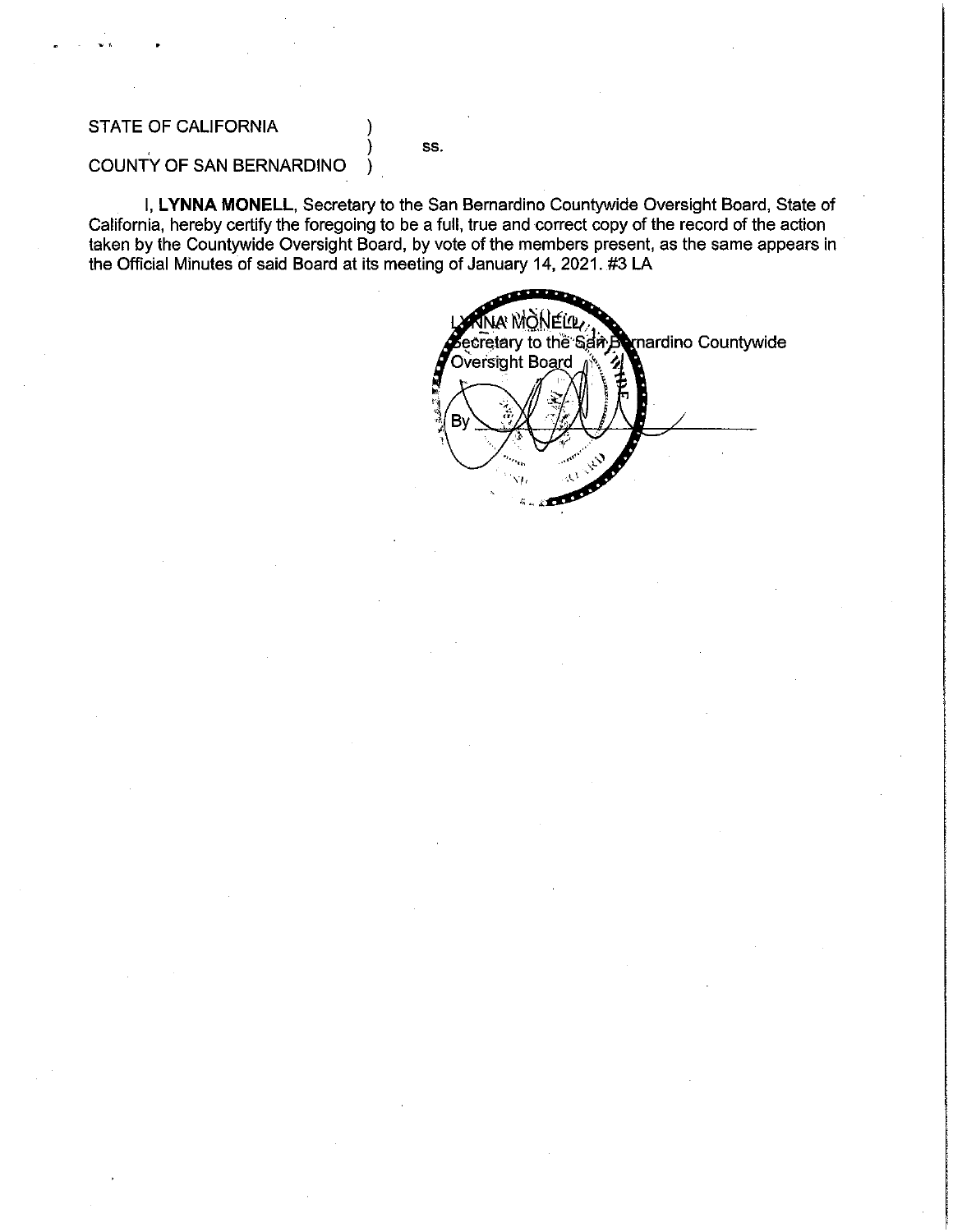STATE OF CALIFORNIA )
) ss.
COUNTY OF SAN BERNARDINO )

I, **LYNNA MONELL**, Secretary to the San Bernardino Countywide Oversight Board, State of California, hereby certify the foregoing to be a full, true and correct copy of the record of the action taken by the Countywide Oversight Board, by vote of the members present, as the same appears in the Official Minutes of said Board at its meeting of January 14, 2021. #3 LA

LYNNA MONELL
Secretary to the San Bernardino Countywide Oversight Board

By ________________________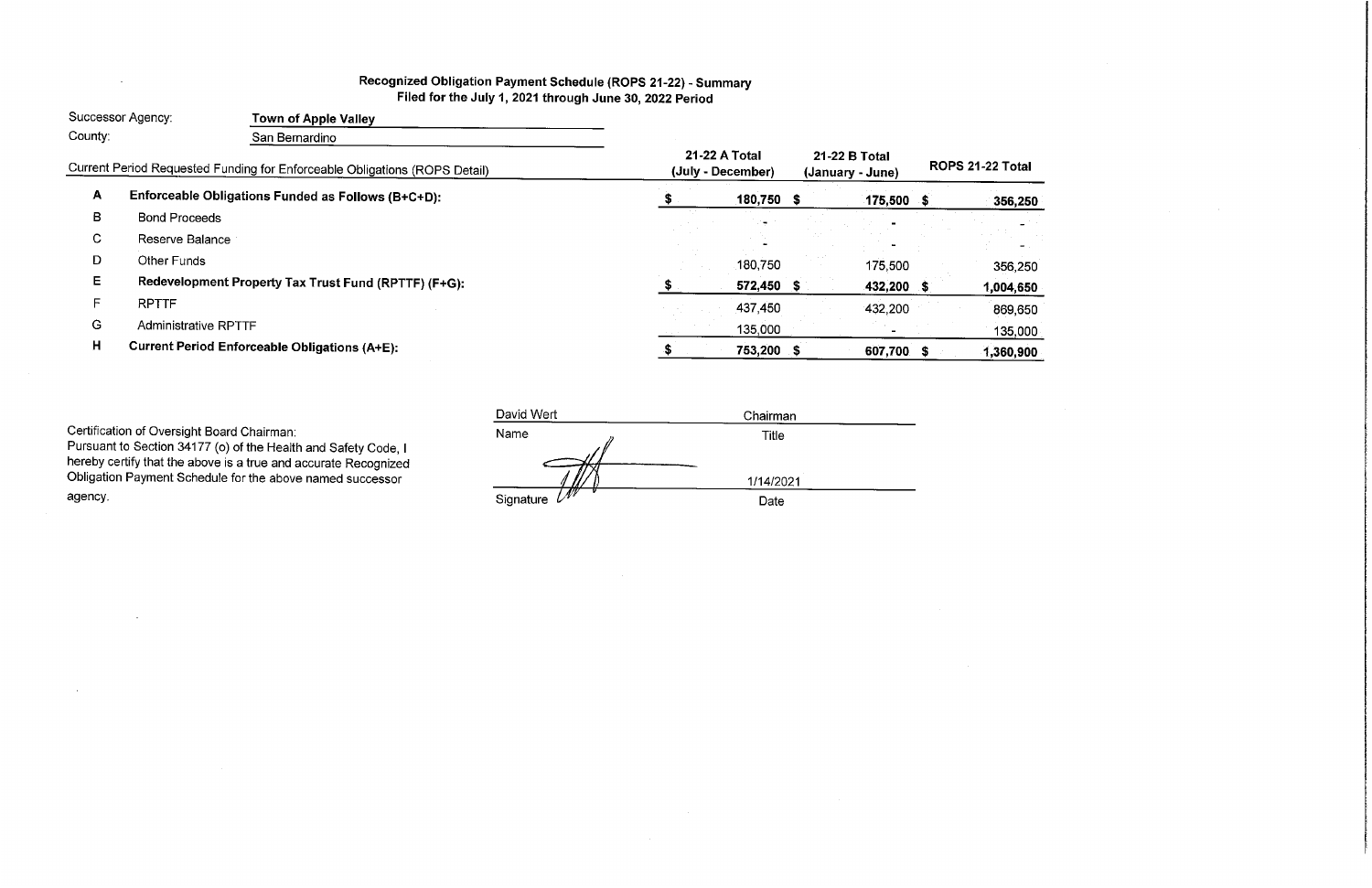# Recognized Obligation Payment Schedule (ROPS 21-22) - Summary

## Filed for the July 1, 2021 through June 30, 2022 Period

Successor Agency: **Town of Apple Valley**

County: San Bernardino

| | Current Period Requested Funding for Enforceable Obligations (ROPS Detail) | 21-22 A Total (July - December) | 21-22 B Total (January - June) | ROPS 21-22 Total |
|---|---|---|---|---|
| **A** | **Enforceable Obligations Funded as Follows (B+C+D):** | **$ 180,750** | **$ 175,500** | **$ 356,250** |
| B | Bond Proceeds | - | - | - |
| C | Reserve Balance | - | - | - |
| D | Other Funds | 180,750 | 175,500 | 356,250 |
| **E** | **Redevelopment Property Tax Trust Fund (RPTTF) (F+G):** | **$ 572,450** | **$ 432,200** | **$ 1,004,650** |
| F | RPTTF | 437,450 | 432,200 | 869,650 |
| G | Administrative RPTTF | 135,000 | - | 135,000 |
| **H** | **Current Period Enforceable Obligations (A+E):** | **$ 753,200** | **$ 607,700** | **$ 1,360,900** |

Certification of Oversight Board Chairman:
Pursuant to Section 34177 (o) of the Health and Safety Code, I hereby certify that the above is a true and accurate Recognized Obligation Payment Schedule for the above named successor agency.

| | |
|---|---|
| David Wert | Chairman |
| Name | Title |
| /s/ | 1/14/2021 |
| Signature | Date |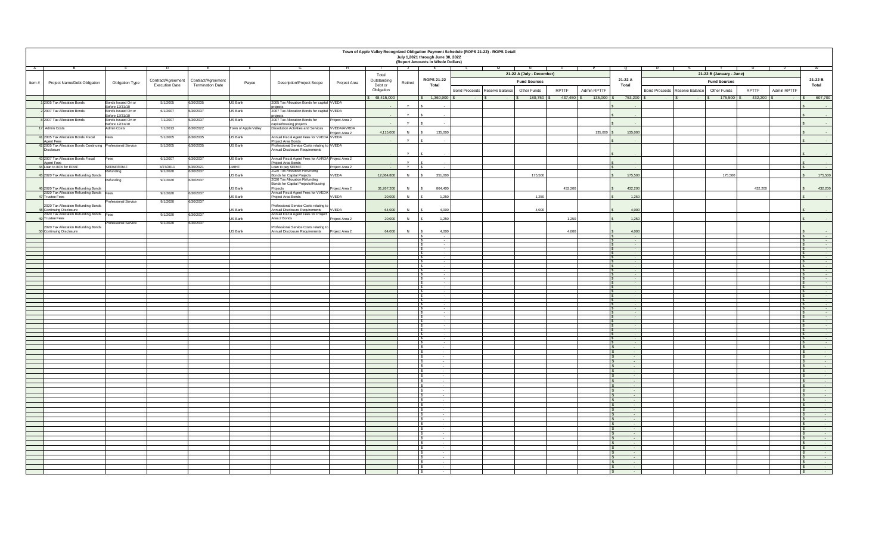# Town of Apple Valley Recognized Obligation Payment Schedule (ROPS 21-22) - ROPS Detail

July 1,2021 through June 30, 2022

(Report Amounts in Whole Dollars)

| A | B | C | D | E | F | G | H | I | J | K | L | M | N | O | P | Q | R | S | T | U | V | W |
|---|---|---|---|---|---|---|---|---|---|---|---|---|---|---|---|---|---|---|---|---|---|---|
| | | | | | | | | | | | 21-22 A (July - December) | | | | | | 21-22 B (January - June) | | | | | |
| Item # | Project Name/Debt Obligation | Obligation Type | Contract/Agreement Execution Date | Contract/Agreement Termination Date | Payee | Description/Project Scope | Project Area | Total Outstanding Debt or Obligation | Retired | ROPS 21-22 Total | Fund Sources | | | | | 21-22 A Total | Fund Sources | | | | | 21-22 B Total |
| | | | | | | | | | | | Bond Proceeds | Reserve Balance | Other Funds | RPTTF | Admin RPTTF | | Bond Proceeds | Reserve Balance | Other Funds | RPTTF | Admin RPTTF | |
| | | | | | | | | $ 48,415,000 | | $ 1,360,900 | $ - | $ - | $ 180,750 | $ 437,450 | $ 135,000 | $ 753,200 | $ - | $ - | $ 175,500 | $ 432,200 | $ - | $ 607,700 |
| 1 | 2005 Tax Allocation Bonds | Bonds Issued On or Before 12/31/10 | 5/1/2005 | 6/30/2035 | US Bank | 2005 Tax Allocation Bonds for capital projects | VVEDA | - | Y | $ - | | | | | | $ - | | | | | | $ - |
| 3 | 2007 Tax Allocation Bonds | Bonds Issued On or Before 12/31/10 | 6/1/2007 | 6/30/2037 | US Bank | 2007 Tax Allocation Bonds for capital projects | VVEDA | - | Y | $ - | | | | | | $ - | | | | | | $ - |
| 8 | 2007 Tax Allocation Bonds | Bonds Issued On or Before 12/31/10 | 7/1/2007 | 6/30/2037 | US Bank | 2007 Tax Allocation Bonds for capital/housing projects | Project Area 2 | - | Y | $ - | | | | | | $ - | | | | | | $ - |
| 17 | Admin Costs | Admin Costs | 7/1/2013 | 6/30/2022 | Town of Apple Valley | Dissolution Activities and Services | VVEDA/AVRDA Project Area 2 | 4,115,000 | N | $ 135,000 | | | | | 135,000 | $ 135,000 | | | | | | $ - |
| 41 | 2005 Tax Allocation Bonds Fiscal Agent Fees | Fees | 5/1/2005 | 6/30/2035 | US Bank | Annual Fiscal Agent Fees for VVEDA Project Area Bonds | VVEDA | - | Y | $ - | | | | | | $ - | | | | | | $ - |
| 42 | 2005 Tax Allocation Bonds Continuing Disclosure | Professional Service | 5/1/2005 | 6/30/2035 | US Bank | Professional Service Costs relating to Annual Disclosure Requirements | VVEDA | - | Y | $ - | | | | | | $ - | | | | | | $ - |
| 43 | 2007 Tax Allocation Bonds Fiscal Agent Fees | Fees | 6/1/2007 | 6/30/2037 | US Bank | Annual Fiscal Agent Fees for AVRDA Project Area Bonds | Project Area 2 | - | Y | $ - | | | | | | $ - | | | | | | $ - |
| 44 | Loan to 80% for ERAF | SERAF/ERAF | 4/27/2011 | 6/30/2021 | LMIHF | Loan to pay SERAF | Project Area 2 | - | Y | $ - | | | | | | $ - | | | | | | $ - |
| 45 | 2020 Tax Allocation Refunding Bonds | Refunding | 9/1/2020 | 6/30/2037 | US Bank | 2020 Tax Allocation Refunding Bonds for Capital Projects | VVEDA | 12,864,800 | N | $ 351,000 | | | 175,500 | | | $ 175,500 | | | 175,500 | | | $ 175,500 |
| 46 | 2020 Tax Allocation Refunding Bonds | Refunding | 9/1/2020 | 6/30/2037 | US Bank | 2020 Tax Allocation Refunding Bonds for Capital Projects/Housing Projects | Project Area 2 | 31,267,200 | N | $ 864,400 | | | | 432,200 | | $ 432,200 | | | | 432,200 | | $ 432,200 |
| 47 | 2020 Tax Allocation Refunding Bonds Trustee Fees | Fees | 9/1/2020 | 6/30/2037 | US Bank | Annual Fiscal Agent Fees for VVEDA Project Area Bonds | VVEDA | 20,000 | N | $ 1,250 | | | 1,250 | | | $ 1,250 | | | | | | $ - |
| 48 | 2020 Tax Allocation Refunding Bonds Continuing Disclosure | Professional Service | 9/1/2020 | 6/30/2037 | US Bank | Professional Service Costs relating to Annual Disclosure Requirements | VVEDA | 64,000 | N | $ 4,000 | | | 4,000 | | | $ 4,000 | | | | | | $ - |
| 49 | 2020 Tax Allocation Refunding Bonds Trustee Fees | Fees | 9/1/2020 | 6/30/2037 | US Bank | Annual Fiscal Agent Fees for Project Area 2 Bonds | Project Area 2 | 20,000 | N | $ 1,250 | | | | 1,250 | | $ 1,250 | | | | | | $ - |
| 50 | 2020 Tax Allocation Refunding Bonds Continuing Disclosure | Professional Service | 9/1/2020 | 6/30/2037 | US Bank | Professional Service Costs relating to Annual Disclosure Requirements | Project Area 2 | 64,000 | N | $ 4,000 | | | | 4,000 | | $ 4,000 | | | | | | $ - |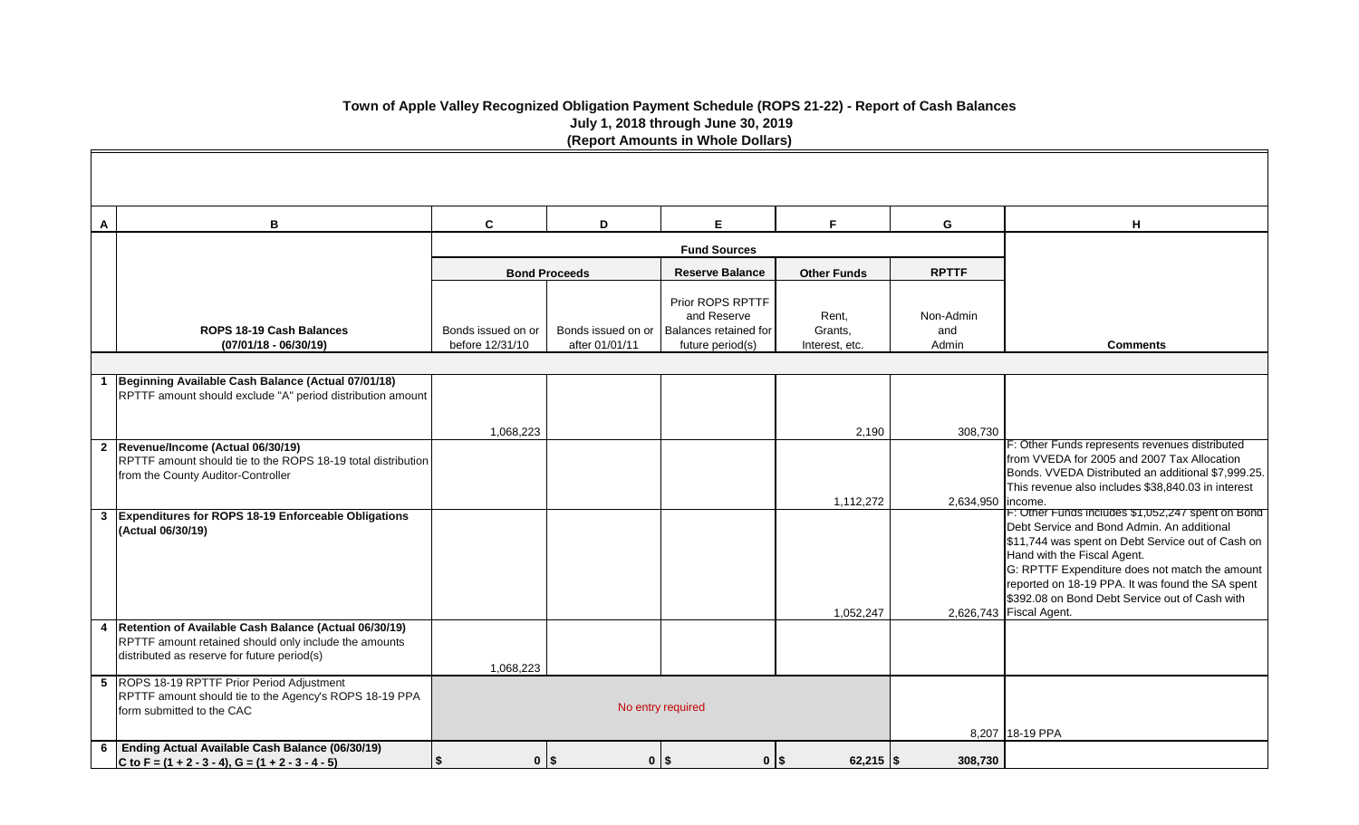# Town of Apple Valley Recognized Obligation Payment Schedule (ROPS 21-22) - Report of Cash Balances

**July 1, 2018 through June 30, 2019**

**(Report Amounts in Whole Dollars)**

| A | B | C | D | E | F | G | H |
|---|---|---|---|---|---|---|---|
| | | Fund Sources | | | | | |
| | | Bond Proceeds | | Reserve Balance | Other Funds | RPTTF | |
| | **ROPS 18-19 Cash Balances (07/01/18 - 06/30/19)** | Bonds issued on or before 12/31/10 | Bonds issued on or after 01/01/11 | Prior ROPS RPTTF and Reserve Balances retained for future period(s) | Rent, Grants, Interest, etc. | Non-Admin and Admin | **Comments** |
| 1 | **Beginning Available Cash Balance (Actual 07/01/18)** RPTTF amount should exclude "A" period distribution amount | 1,068,223 | | | 2,190 | 308,730 | |
| 2 | **Revenue/Income (Actual 06/30/19)** RPTTF amount should tie to the ROPS 18-19 total distribution from the County Auditor-Controller | | | | 1,112,272 | 2,634,950 | F: Other Funds represents revenues distributed from VVEDA for 2005 and 2007 Tax Allocation Bonds. VVEDA Distributed an additional $7,999.25. This revenue also includes $38,840.03 in interest income. |
| 3 | **Expenditures for ROPS 18-19 Enforceable Obligations (Actual 06/30/19)** | | | | 1,052,247 | 2,626,743 | F: Other Funds includes $1,052,247 spent on Bond Debt Service and Bond Admin. An additional $11,744 was spent on Debt Service out of Cash on Hand with the Fiscal Agent. G: RPTTF Expenditure does not match the amount reported on 18-19 PPA. It was found the SA spent $392.08 on Bond Debt Service out of Cash with Fiscal Agent. |
| 4 | **Retention of Available Cash Balance (Actual 06/30/19)** RPTTF amount retained should only include the amounts distributed as reserve for future period(s) | 1,068,223 | | | | | |
| 5 | ROPS 18-19 RPTTF Prior Period Adjustment RPTTF amount should tie to the Agency's ROPS 18-19 PPA form submitted to the CAC | No entry required | | | | 8,207 | 18-19 PPA |
| 6 | **Ending Actual Available Cash Balance (06/30/19) C to F = (1 + 2 - 3 - 4), G = (1 + 2 - 3 - 4 - 5)** | $ 0 | $ 0 | $ 0 | $ 62,215 | $ 308,730 | |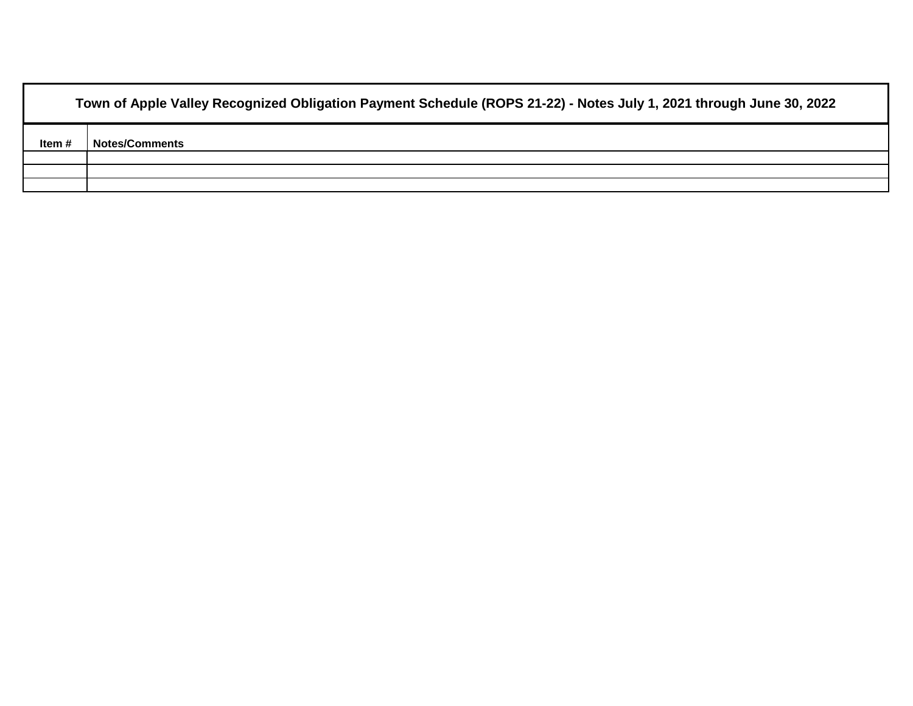# Town of Apple Valley Recognized Obligation Payment Schedule (ROPS 21-22) - Notes July 1, 2021 through June 30, 2022

| Item # | Notes/Comments |
|---|---|
| | |
| | |
| | |